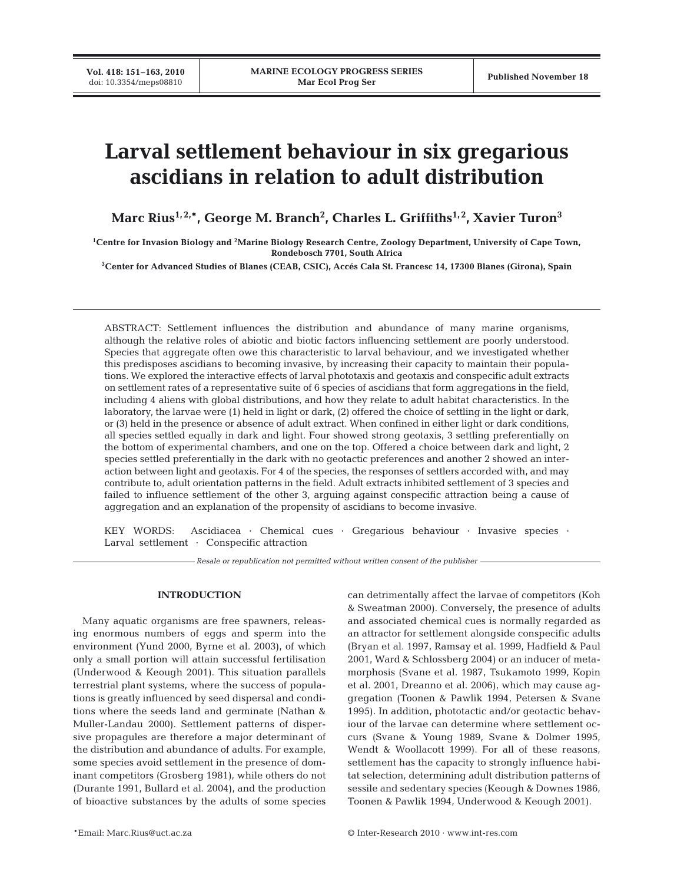# Larval settlement behaviour in six gregarious ascidians in relation to adult distribution

**Marc Rius[1,2,*], George M. Branch[2], Charles L. Griffiths[1,2], Xavier Turon[3]**

[1]Centre for Invasion Biology and [2]Marine Biology Research Centre, Zoology Department, University of Cape Town, Rondebosch 7701, South Africa

[3]Center for Advanced Studies of Blanes (CEAB, CSIC), Accés Cala St. Francesc 14, 17300 Blanes (Girona), Spain

ABSTRACT: Settlement influences the distribution and abundance of many marine organisms, although the relative roles of abiotic and biotic factors influencing settlement are poorly understood. Species that aggregate often owe this characteristic to larval behaviour, and we investigated whether this predisposes ascidians to becoming invasive, by increasing their capacity to maintain their populations. We explored the interactive effects of larval phototaxis and geotaxis and conspecific adult extracts on settlement rates of a representative suite of 6 species of ascidians that form aggregations in the field, including 4 aliens with global distributions, and how they relate to adult habitat characteristics. In the laboratory, the larvae were (1) held in light or dark, (2) offered the choice of settling in the light or dark, or (3) held in the presence or absence of adult extract. When confined in either light or dark conditions, all species settled equally in dark and light. Four showed strong geotaxis, 3 settling preferentially on the bottom of experimental chambers, and one on the top. Offered a choice between dark and light, 2 species settled preferentially in the dark with no geotactic preferences and another 2 showed an interaction between light and geotaxis. For 4 of the species, the responses of settlers accorded with, and may contribute to, adult orientation patterns in the field. Adult extracts inhibited settlement of 3 species and failed to influence settlement of the other 3, arguing against conspecific attraction being a cause of aggregation and an explanation of the propensity of ascidians to become invasive.

KEY WORDS: Ascidiacea · Chemical cues · Gregarious behaviour · Invasive species · Larval settlement · Conspecific attraction

*Resale or republication not permitted without written consent of the publisher*

## INTRODUCTION

Many aquatic organisms are free spawners, releasing enormous numbers of eggs and sperm into the environment (Yund 2000, Byrne et al. 2003), of which only a small portion will attain successful fertilisation (Underwood & Keough 2001). This situation parallels terrestrial plant systems, where the success of populations is greatly influenced by seed dispersal and conditions where the seeds land and germinate (Nathan & Muller-Landau 2000). Settlement patterns of dispersive propagules are therefore a major determinant of the distribution and abundance of adults. For example, some species avoid settlement in the presence of dominant competitors (Grosberg 1981), while others do not (Durante 1991, Bullard et al. 2004), and the production of bioactive substances by the adults of some species can detrimentally affect the larvae of competitors (Koh & Sweatman 2000). Conversely, the presence of adults and associated chemical cues is normally regarded as an attractor for settlement alongside conspecific adults (Bryan et al. 1997, Ramsay et al. 1999, Hadfield & Paul 2001, Ward & Schlossberg 2004) or an inducer of metamorphosis (Svane et al. 1987, Tsukamoto 1999, Kopin et al. 2001, Dreanno et al. 2006), which may cause aggregation (Toonen & Pawlik 1994, Petersen & Svane 1995). In addition, phototactic and/or geotactic behaviour of the larvae can determine where settlement occurs (Svane & Young 1989, Svane & Dolmer 1995, Wendt & Woollacott 1999). For all of these reasons, settlement has the capacity to strongly influence habitat selection, determining adult distribution patterns of sessile and sedentary species (Keough & Downes 1986, Toonen & Pawlik 1994, Underwood & Keough 2001).

*Email: Marc.Rius@uct.ac.za

© Inter-Research 2010 · www.int-res.com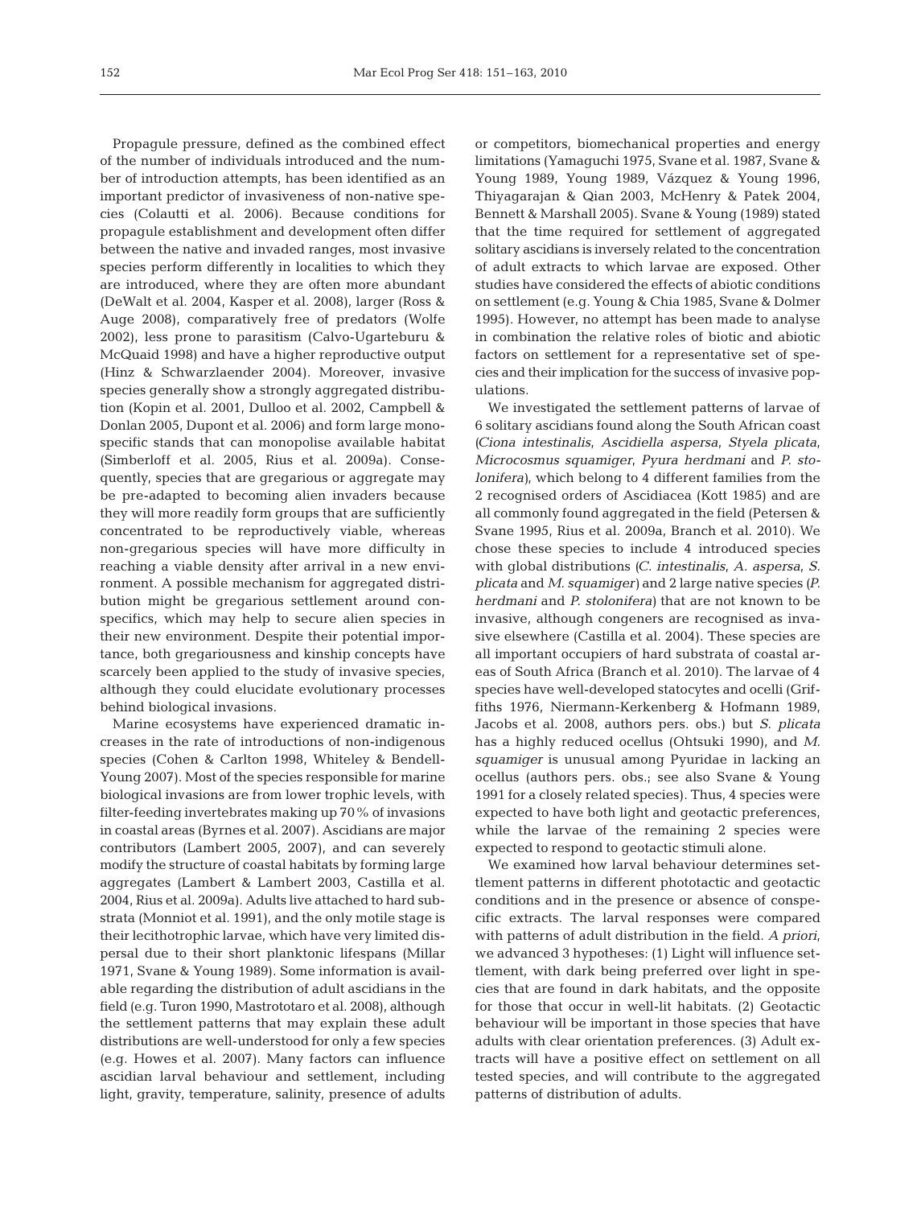Propagule pressure, defined as the combined effect of the number of individuals introduced and the number of introduction attempts, has been identified as an important predictor of invasiveness of non-native species (Colautti et al. 2006). Because conditions for propagule establishment and development often differ between the native and invaded ranges, most invasive species perform differently in localities to which they are introduced, where they are often more abundant (DeWalt et al. 2004, Kasper et al. 2008), larger (Ross & Auge 2008), comparatively free of predators (Wolfe 2002), less prone to parasitism (Calvo-Ugarteburu & McQuaid 1998) and have a higher reproductive output (Hinz & Schwarzlaender 2004). Moreover, invasive species generally show a strongly aggregated distribution (Kopin et al. 2001, Dulloo et al. 2002, Campbell & Donlan 2005, Dupont et al. 2006) and form large monospecific stands that can monopolise available habitat (Simberloff et al. 2005, Rius et al. 2009a). Consequently, species that are gregarious or aggregate may be pre-adapted to becoming alien invaders because they will more readily form groups that are sufficiently concentrated to be reproductively viable, whereas non-gregarious species will have more difficulty in reaching a viable density after arrival in a new environment. A possible mechanism for aggregated distribution might be gregarious settlement around conspecifics, which may help to secure alien species in their new environment. Despite their potential importance, both gregariousness and kinship concepts have scarcely been applied to the study of invasive species, although they could elucidate evolutionary processes behind biological invasions.

Marine ecosystems have experienced dramatic increases in the rate of introductions of non-indigenous species (Cohen & Carlton 1998, Whiteley & Bendell-Young 2007). Most of the species responsible for marine biological invasions are from lower trophic levels, with filter-feeding invertebrates making up 70% of invasions in coastal areas (Byrnes et al. 2007). Ascidians are major contributors (Lambert 2005, 2007), and can severely modify the structure of coastal habitats by forming large aggregates (Lambert & Lambert 2003, Castilla et al. 2004, Rius et al. 2009a). Adults live attached to hard substrata (Monniot et al. 1991), and the only motile stage is their lecithotrophic larvae, which have very limited dispersal due to their short planktonic lifespans (Millar 1971, Svane & Young 1989). Some information is available regarding the distribution of adult ascidians in the field (e.g. Turon 1990, Mastrototaro et al. 2008), although the settlement patterns that may explain these adult distributions are well-understood for only a few species (e.g. Howes et al. 2007). Many factors can influence ascidian larval behaviour and settlement, including light, gravity, temperature, salinity, presence of adults or competitors, biomechanical properties and energy limitations (Yamaguchi 1975, Svane et al. 1987, Svane & Young 1989, Young 1989, Vázquez & Young 1996, Thiyagarajan & Qian 2003, McHenry & Patek 2004, Bennett & Marshall 2005). Svane & Young (1989) stated that the time required for settlement of aggregated solitary ascidians is inversely related to the concentration of adult extracts to which larvae are exposed. Other studies have considered the effects of abiotic conditions on settlement (e.g. Young & Chia 1985, Svane & Dolmer 1995). However, no attempt has been made to analyse in combination the relative roles of biotic and abiotic factors on settlement for a representative set of species and their implication for the success of invasive populations.

We investigated the settlement patterns of larvae of 6 solitary ascidians found along the South African coast (*Ciona intestinalis*, *Ascidiella aspersa*, *Styela plicata*, *Microcosmus squamiger*, *Pyura herdmani* and *P. stolonifera*), which belong to 4 different families from the 2 recognised orders of Ascidiacea (Kott 1985) and are all commonly found aggregated in the field (Petersen & Svane 1995, Rius et al. 2009a, Branch et al. 2010). We chose these species to include 4 introduced species with global distributions (*C. intestinalis*, *A. aspersa*, *S. plicata* and *M. squamiger*) and 2 large native species (*P. herdmani* and *P. stolonifera*) that are not known to be invasive, although congeners are recognised as invasive elsewhere (Castilla et al. 2004). These species are all important occupiers of hard substrata of coastal areas of South Africa (Branch et al. 2010). The larvae of 4 species have well-developed statocytes and ocelli (Griffiths 1976, Niermann-Kerkenberg & Hofmann 1989, Jacobs et al. 2008, authors pers. obs.) but *S. plicata* has a highly reduced ocellus (Ohtsuki 1990), and *M. squamiger* is unusual among Pyuridae in lacking an ocellus (authors pers. obs.; see also Svane & Young 1991 for a closely related species). Thus, 4 species were expected to have both light and geotactic preferences, while the larvae of the remaining 2 species were expected to respond to geotactic stimuli alone.

We examined how larval behaviour determines settlement patterns in different phototactic and geotactic conditions and in the presence or absence of conspecific extracts. The larval responses were compared with patterns of adult distribution in the field. *A priori*, we advanced 3 hypotheses: (1) Light will influence settlement, with dark being preferred over light in species that are found in dark habitats, and the opposite for those that occur in well-lit habitats. (2) Geotactic behaviour will be important in those species that have adults with clear orientation preferences. (3) Adult extracts will have a positive effect on settlement on all tested species, and will contribute to the aggregated patterns of distribution of adults.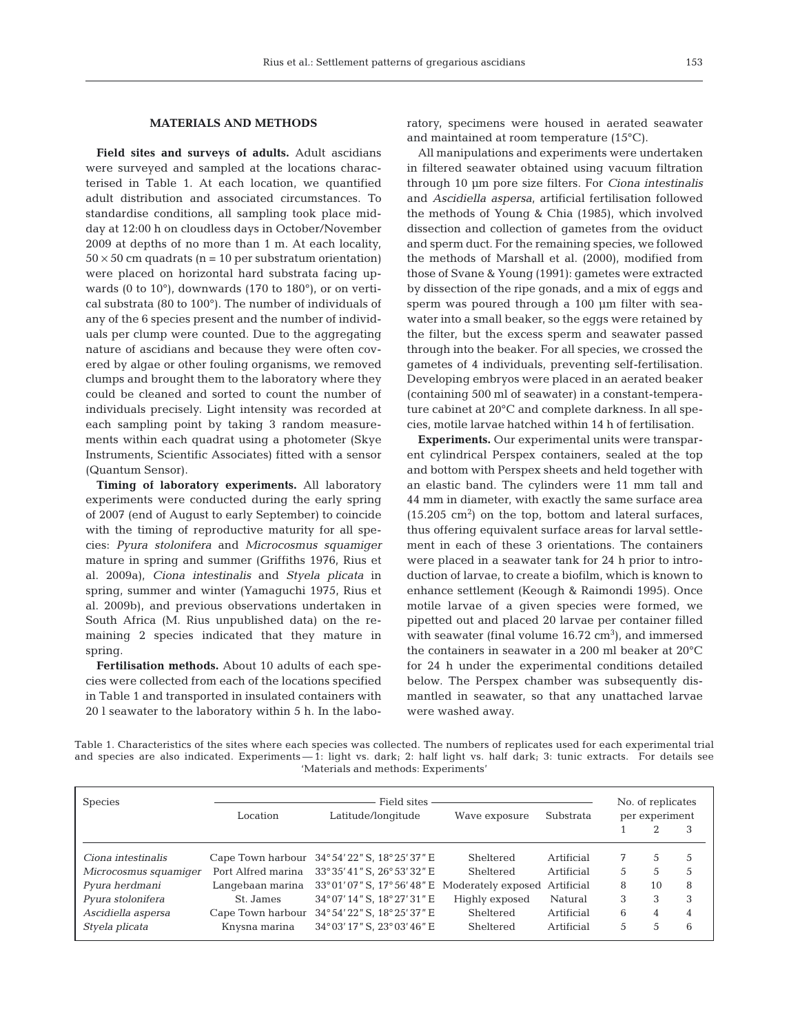## MATERIALS AND METHODS

**Field sites and surveys of adults.** Adult ascidians were surveyed and sampled at the locations characterised in Table 1. At each location, we quantified adult distribution and associated circumstances. To standardise conditions, all sampling took place midday at 12:00 h on cloudless days in October/November 2009 at depths of no more than 1 m. At each locality, $50 \times 50$ cm quadrats (n = 10 per substratum orientation) were placed on horizontal hard substrata facing upwards (0 to 10°), downwards (170 to 180°), or on vertical substrata (80 to 100°). The number of individuals of any of the 6 species present and the number of individuals per clump were counted. Due to the aggregating nature of ascidians and because they were often covered by algae or other fouling organisms, we removed clumps and brought them to the laboratory where they could be cleaned and sorted to count the number of individuals precisely. Light intensity was recorded at each sampling point by taking 3 random measurements within each quadrat using a photometer (Skye Instruments, Scientific Associates) fitted with a sensor (Quantum Sensor).

**Timing of laboratory experiments.** All laboratory experiments were conducted during the early spring of 2007 (end of August to early September) to coincide with the timing of reproductive maturity for all species: *Pyura stolonifera* and *Microcosmus squamiger* mature in spring and summer (Griffiths 1976, Rius et al. 2009a), *Ciona intestinalis* and *Styela plicata* in spring, summer and winter (Yamaguchi 1975, Rius et al. 2009b), and previous observations undertaken in South Africa (M. Rius unpublished data) on the remaining 2 species indicated that they mature in spring.

**Fertilisation methods.** About 10 adults of each species were collected from each of the locations specified in Table 1 and transported in insulated containers with 20 l seawater to the laboratory within 5 h. In the laboratory, specimens were housed in aerated seawater and maintained at room temperature (15°C).

All manipulations and experiments were undertaken in filtered seawater obtained using vacuum filtration through 10 µm pore size filters. For *Ciona intestinalis* and *Ascidiella aspersa*, artificial fertilisation followed the methods of Young & Chia (1985), which involved dissection and collection of gametes from the oviduct and sperm duct. For the remaining species, we followed the methods of Marshall et al. (2000), modified from those of Svane & Young (1991): gametes were extracted by dissection of the ripe gonads, and a mix of eggs and sperm was poured through a 100 µm filter with seawater into a small beaker, so the eggs were retained by the filter, but the excess sperm and seawater passed through into the beaker. For all species, we crossed the gametes of 4 individuals, preventing self-fertilisation. Developing embryos were placed in an aerated beaker (containing 500 ml of seawater) in a constant-temperature cabinet at 20°C and complete darkness. In all species, motile larvae hatched within 14 h of fertilisation.

**Experiments.** Our experimental units were transparent cylindrical Perspex containers, sealed at the top and bottom with Perspex sheets and held together with an elastic band. The cylinders were 11 mm tall and 44 mm in diameter, with exactly the same surface area ($15.205$ cm$^2$) on the top, bottom and lateral surfaces, thus offering equivalent surface areas for larval settlement in each of these 3 orientations. The containers were placed in a seawater tank for 24 h prior to introduction of larvae, to create a biofilm, which is known to enhance settlement (Keough & Raimondi 1995). Once motile larvae of a given species were formed, we pipetted out and placed 20 larvae per container filled with seawater (final volume $16.72$ cm$^3$), and immersed the containers in seawater in a 200 ml beaker at 20°C for 24 h under the experimental conditions detailed below. The Perspex chamber was subsequently dismantled in seawater, so that any unattached larvae were washed away.

Table 1. Characteristics of the sites where each species was collected. The numbers of replicates used for each experimental trial and species are also indicated. Experiments — 1: light vs. dark; 2: half light vs. half dark; 3: tunic extracts. For details see 'Materials and methods: Experiments'

| Species | Field sites | | | | No. of replicates per experiment | | |
|---|---|---|---|---|---|---|---|
| | Location | Latitude/longitude | Wave exposure | Substrata | 1 | 2 | 3 |
| *Ciona intestinalis* | Cape Town harbour | 34° 54' 22" S, 18° 25' 37" E | Sheltered | Artificial | 7 | 5 | 5 |
| *Microcosmus squamiger* | Port Alfred marina | 33° 35' 41" S, 26° 53' 32" E | Sheltered | Artificial | 5 | 5 | 5 |
| *Pyura herdmani* | Langebaan marina | 33° 01' 07" S, 17° 56' 48" E | Moderately exposed | Artificial | 8 | 10 | 8 |
| *Pyura stolonifera* | St. James | 34° 07' 14" S, 18° 27' 31" E | Highly exposed | Natural | 3 | 3 | 3 |
| *Ascidiella aspersa* | Cape Town harbour | 34° 54' 22" S, 18° 25' 37" E | Sheltered | Artificial | 6 | 4 | 4 |
| *Styela plicata* | Knysna marina | 34° 03' 17" S, 23° 03' 46" E | Sheltered | Artificial | 5 | 5 | 6 |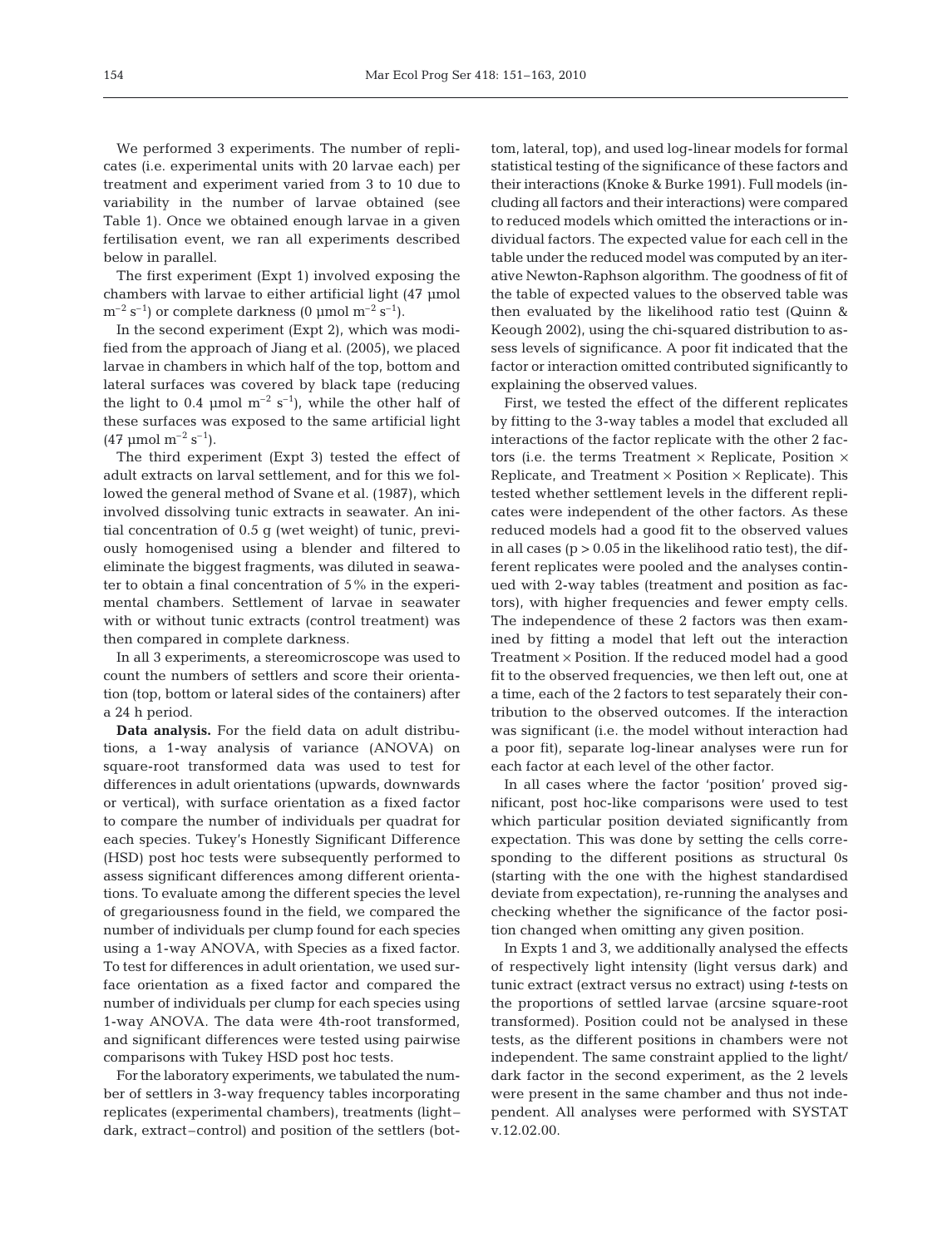We performed 3 experiments. The number of replicates (i.e. experimental units with 20 larvae each) per treatment and experiment varied from 3 to 10 due to variability in the number of larvae obtained (see Table 1). Once we obtained enough larvae in a given fertilisation event, we ran all experiments described below in parallel.

The first experiment (Expt 1) involved exposing the chambers with larvae to either artificial light (47 µmol $m^{-2}$ $s^{-1}$) or complete darkness (0 µmol $m^{-2}$ $s^{-1}$).

In the second experiment (Expt 2), which was modified from the approach of Jiang et al. (2005), we placed larvae in chambers in which half of the top, bottom and lateral surfaces was covered by black tape (reducing the light to 0.4 µmol $m^{-2}$ $s^{-1}$), while the other half of these surfaces was exposed to the same artificial light (47 µmol $m^{-2}$ $s^{-1}$).

The third experiment (Expt 3) tested the effect of adult extracts on larval settlement, and for this we followed the general method of Svane et al. (1987), which involved dissolving tunic extracts in seawater. An initial concentration of 0.5 g (wet weight) of tunic, previously homogenised using a blender and filtered to eliminate the biggest fragments, was diluted in seawater to obtain a final concentration of 5% in the experimental chambers. Settlement of larvae in seawater with or without tunic extracts (control treatment) was then compared in complete darkness.

In all 3 experiments, a stereomicroscope was used to count the numbers of settlers and score their orientation (top, bottom or lateral sides of the containers) after a 24 h period.

**Data analysis.** For the field data on adult distributions, a 1-way analysis of variance (ANOVA) on square-root transformed data was used to test for differences in adult orientations (upwards, downwards or vertical), with surface orientation as a fixed factor to compare the number of individuals per quadrat for each species. Tukey's Honestly Significant Difference (HSD) post hoc tests were subsequently performed to assess significant differences among different orientations. To evaluate among the different species the level of gregariousness found in the field, we compared the number of individuals per clump found for each species using a 1-way ANOVA, with Species as a fixed factor. To test for differences in adult orientation, we used surface orientation as a fixed factor and compared the number of individuals per clump for each species using 1-way ANOVA. The data were 4th-root transformed, and significant differences were tested using pairwise comparisons with Tukey HSD post hoc tests.

For the laboratory experiments, we tabulated the number of settlers in 3-way frequency tables incorporating replicates (experimental chambers), treatments (light–dark, extract–control) and position of the settlers (bottom, lateral, top), and used log-linear models for formal statistical testing of the significance of these factors and their interactions (Knoke & Burke 1991). Full models (including all factors and their interactions) were compared to reduced models which omitted the interactions or individual factors. The expected value for each cell in the table under the reduced model was computed by an iterative Newton-Raphson algorithm. The goodness of fit of the table of expected values to the observed table was then evaluated by the likelihood ratio test (Quinn & Keough 2002), using the chi-squared distribution to assess levels of significance. A poor fit indicated that the factor or interaction omitted contributed significantly to explaining the observed values.

First, we tested the effect of the different replicates by fitting to the 3-way tables a model that excluded all interactions of the factor replicate with the other 2 factors (i.e. the terms Treatment × Replicate, Position × Replicate, and Treatment × Position × Replicate). This tested whether settlement levels in the different replicates were independent of the other factors. As these reduced models had a good fit to the observed values in all cases ($p > 0.05$ in the likelihood ratio test), the different replicates were pooled and the analyses continued with 2-way tables (treatment and position as factors), with higher frequencies and fewer empty cells. The independence of these 2 factors was then examined by fitting a model that left out the interaction Treatment × Position. If the reduced model had a good fit to the observed frequencies, we then left out, one at a time, each of the 2 factors to test separately their contribution to the observed outcomes. If the interaction was significant (i.e. the model without interaction had a poor fit), separate log-linear analyses were run for each factor at each level of the other factor.

In all cases where the factor 'position' proved significant, post hoc-like comparisons were used to test which particular position deviated significantly from expectation. This was done by setting the cells corresponding to the different positions as structural 0s (starting with the one with the highest standardised deviate from expectation), re-running the analyses and checking whether the significance of the factor position changed when omitting any given position.

In Expts 1 and 3, we additionally analysed the effects of respectively light intensity (light versus dark) and tunic extract (extract versus no extract) using *t*-tests on the proportions of settled larvae (arcsine square-root transformed). Position could not be analysed in these tests, as the different positions in chambers were not independent. The same constraint applied to the light/dark factor in the second experiment, as the 2 levels were present in the same chamber and thus not independent. All analyses were performed with SYSTAT v.12.02.00.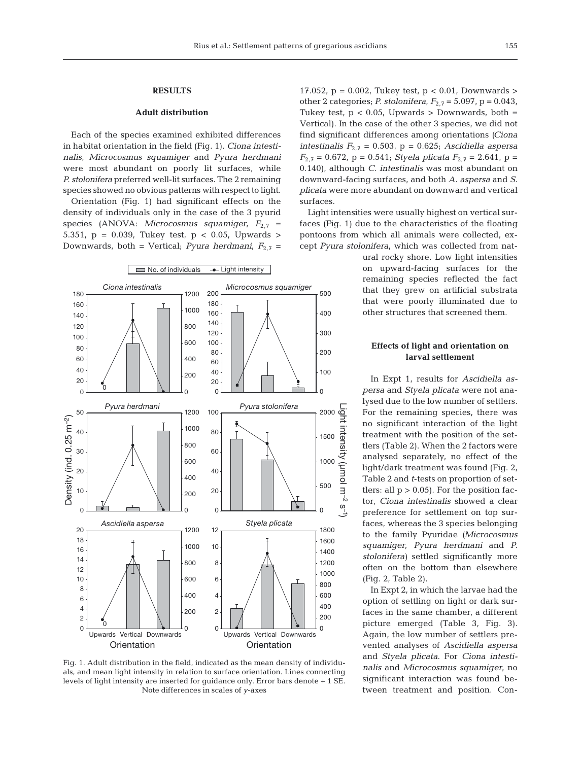## RESULTS

### Adult distribution

Each of the species examined exhibited differences in habitat orientation in the field (Fig. 1). *Ciona intestinalis*, *Microcosmus squamiger* and *Pyura herdmani* were most abundant on poorly lit surfaces, while *P. stolonifera* preferred well-lit surfaces. The 2 remaining species showed no obvious patterns with respect to light.

Orientation (Fig. 1) had significant effects on the density of individuals only in the case of the 3 pyurid species (ANOVA: *Microcosmus squamiger*, $F_{2,7}$ = 5.351, p = 0.039, Tukey test, p < 0.05, Upwards > Downwards, both = Vertical; *Pyura herdmani*, $F_{2,7}$ = 17.052, p = 0.002, Tukey test, p < 0.01, Downwards > other 2 categories; *P. stolonifera*, $F_{2,7}$ = 5.097, p = 0.043, Tukey test, p < 0.05, Upwards > Downwards, both = Vertical). In the case of the other 3 species, we did not find significant differences among orientations (*Ciona intestinalis* $F_{2,7}$ = 0.503, p = 0.625; *Ascidiella aspersa* $F_{2,7}$ = 0.672, p = 0.541; *Styela plicata* $F_{2,7}$ = 2.641, p = 0.140), although *C. intestinalis* was most abundant on downward-facing surfaces, and both *A. aspersa* and *S. plicata* were more abundant on downward and vertical surfaces.

Light intensities were usually highest on vertical surfaces (Fig. 1) due to the characteristics of the floating pontoons from which all animals were collected, except *Pyura stolonifera*, which was collected from natural rocky shore. Low light intensities on upward-facing surfaces for the remaining species reflected the fact that they grew on artificial substrata that were poorly illuminated due to other structures that screened them.

Fig. 1. Adult distribution in the field, indicated as the mean density of individuals, and mean light intensity in relation to surface orientation. Lines connecting levels of light intensity are inserted for guidance only. Error bars denote + 1 SE. Note differences in scales of *y*-axes

### Effects of light and orientation on larval settlement

In Expt 1, results for *Ascidiella aspersa* and *Styela plicata* were not analysed due to the low number of settlers. For the remaining species, there was no significant interaction of the light treatment with the position of the settlers (Table 2). When the 2 factors were analysed separately, no effect of the light/dark treatment was found (Fig. 2, Table 2 and *t*-tests on proportion of settlers: all p > 0.05). For the position factor, *Ciona intestinalis* showed a clear preference for settlement on top surfaces, whereas the 3 species belonging to the family Pyuridae (*Microcosmus squamiger*, *Pyura herdmani* and *P. stolonifera*) settled significantly more often on the bottom than elsewhere (Fig. 2, Table 2).

In Expt 2, in which the larvae had the option of settling on light or dark surfaces in the same chamber, a different picture emerged (Table 3, Fig. 3). Again, the low number of settlers prevented analyses of *Ascidiella aspersa* and *Styela plicata*. For *Ciona intestinalis* and *Microcosmus squamiger*, no significant interaction was found between treatment and position. Con-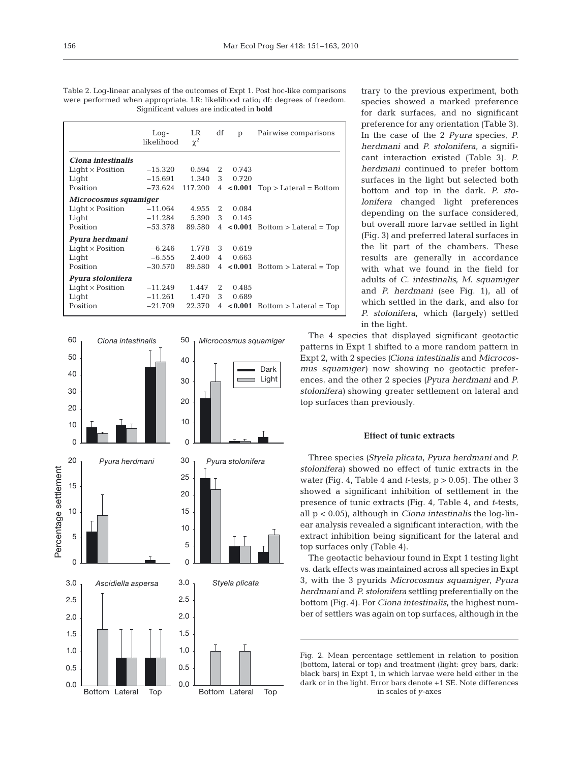Table 2. Log-linear analyses of the outcomes of Expt 1. Post hoc-like comparisons were performed when appropriate. LR: likelihood ratio; df: degrees of freedom. Significant values are indicated in **bold**

| | Log-likelihood | LR $\chi^2$ | df | p | Pairwise comparisons |
|---|---|---|---|---|---|
| ***Ciona intestinalis*** | | | | | |
| Light × Position | −15.320 | 0.594 | 2 | 0.743 | |
| Light | −15.691 | 1.340 | 3 | 0.720 | |
| Position | −73.624 | 117.200 | 4 | **<0.001** | Top > Lateral = Bottom |
| ***Microcosmus squamiger*** | | | | | |
| Light × Position | −11.064 | 4.955 | 2 | 0.084 | |
| Light | −11.284 | 5.390 | 3 | 0.145 | |
| Position | −53.378 | 89.580 | 4 | **<0.001** | Bottom > Lateral = Top |
| ***Pyura herdmani*** | | | | | |
| Light × Position | −6.246 | 1.778 | 3 | 0.619 | |
| Light | −6.555 | 2.400 | 4 | 0.663 | |
| Position | −30.570 | 89.580 | 4 | **<0.001** | Bottom > Lateral = Top |
| ***Pyura stolonifera*** | | | | | |
| Light × Position | −11.249 | 1.447 | 2 | 0.485 | |
| Light | −11.261 | 1.470 | 3 | 0.689 | |
| Position | −21.709 | 22.370 | 4 | **<0.001** | Bottom > Lateral = Top |

Fig. 2. Mean percentage settlement in relation to position (bottom, lateral or top) and treatment (light: grey bars, dark: black bars) in Expt 1, in which larvae were held either in the dark or in the light. Error bars denote +1 SE. Note differences in scales of *y*-axes

trary to the previous experiment, both species showed a marked preference for dark surfaces, and no significant preference for any orientation (Table 3). In the case of the 2 *Pyura* species, *P. herdmani* and *P. stolonifera*, a significant interaction existed (Table 3). *P. herdmani* continued to prefer bottom surfaces in the light but selected both bottom and top in the dark. *P. stolonifera* changed light preferences depending on the surface considered, but overall more larvae settled in light (Fig. 3) and preferred lateral surfaces in the lit part of the chambers. These results are generally in accordance with what we found in the field for adults of *C. intestinalis*, *M. squamiger* and *P. herdmani* (see Fig. 1), all of which settled in the dark, and also for *P. stolonifera*, which (largely) settled in the light.

The 4 species that displayed significant geotactic patterns in Expt 1 shifted to a more random pattern in Expt 2, with 2 species (*Ciona intestinalis* and *Microcosmus squamiger*) now showing no geotactic preferences, and the other 2 species (*Pyura herdmani* and *P. stolonifera*) showing greater settlement on lateral and top surfaces than previously.

### Effect of tunic extracts

Three species (*Styela plicata*, *Pyura herdmani* and *P. stolonifera*) showed no effect of tunic extracts in the water (Fig. 4, Table 4 and *t*-tests, $p > 0.05$). The other 3 showed a significant inhibition of settlement in the presence of tunic extracts (Fig. 4, Table 4, and *t*-tests, all $p < 0.05$), although in *Ciona intestinalis* the log-linear analysis revealed a significant interaction, with the extract inhibition being significant for the lateral and top surfaces only (Table 4).

The geotactic behaviour found in Expt 1 testing light vs. dark effects was maintained across all species in Expt 3, with the 3 pyurids *Microcosmus squamiger*, *Pyura herdmani* and *P. stolonifera* settling preferentially on the bottom (Fig. 4). For *Ciona intestinalis*, the highest number of settlers was again on top surfaces, although in the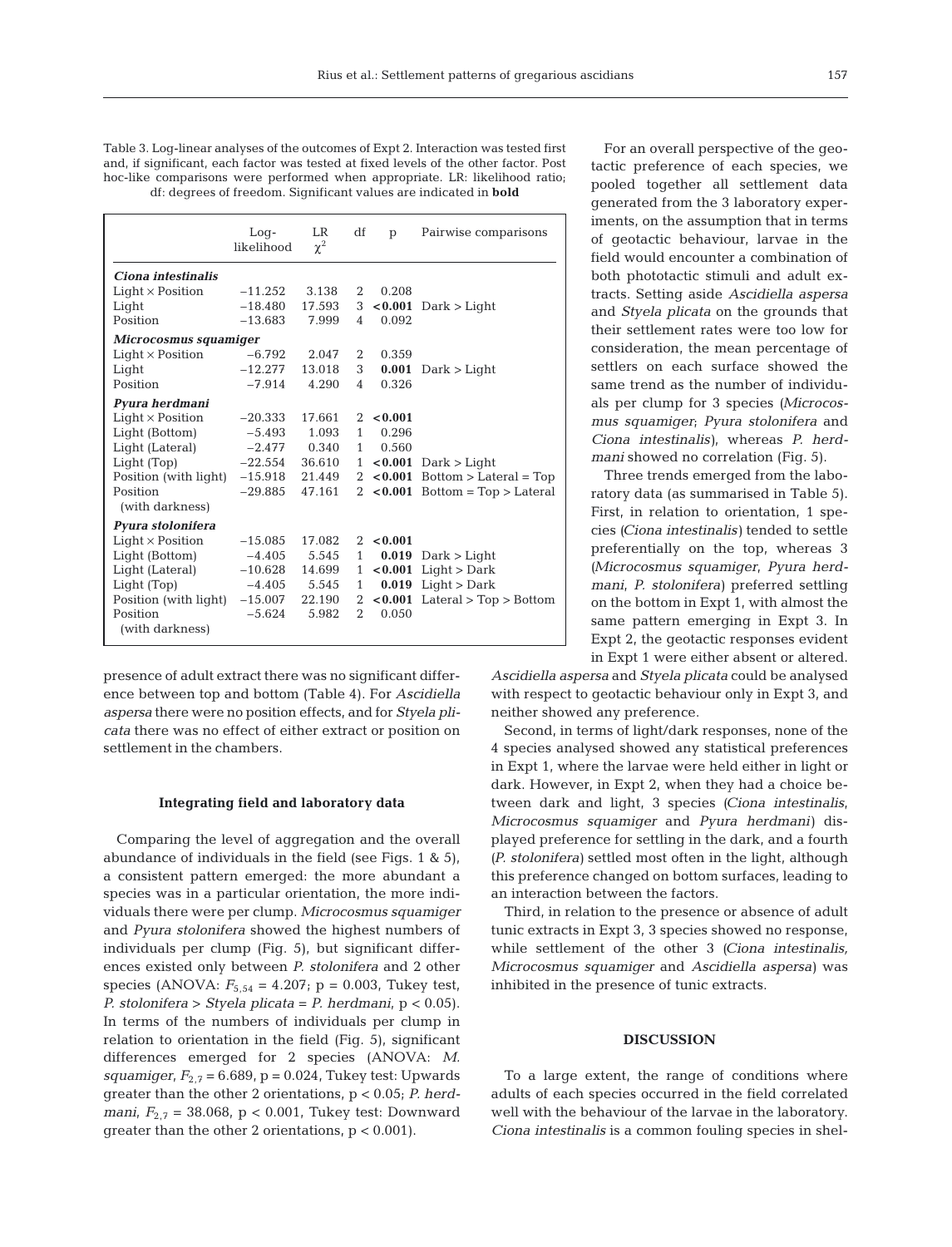Table 3. Log-linear analyses of the outcomes of Expt 2. Interaction was tested first and, if significant, each factor was tested at fixed levels of the other factor. Post hoc-like comparisons were performed when appropriate. LR: likelihood ratio; df: degrees of freedom. Significant values are indicated in **bold**

| | Log-likelihood | LR $\chi^2$ | df | p | Pairwise comparisons |
|---|---|---|---|---|---|
| ***Ciona intestinalis*** | | | | | |
| Light × Position | −11.252 | 3.138 | 2 | 0.208 | |
| Light | −18.480 | 17.593 | 3 | **<0.001** | Dark > Light |
| Position | −13.683 | 7.999 | 4 | 0.092 | |
| ***Microcosmus squamiger*** | | | | | |
| Light × Position | −6.792 | 2.047 | 2 | 0.359 | |
| Light | −12.277 | 13.018 | 3 | **0.001** | Dark > Light |
| Position | −7.914 | 4.290 | 4 | 0.326 | |
| ***Pyura herdmani*** | | | | | |
| Light × Position | −20.333 | 17.661 | 2 | **<0.001** | |
| Light (Bottom) | −5.493 | 1.093 | 1 | 0.296 | |
| Light (Lateral) | −2.477 | 0.340 | 1 | 0.560 | |
| Light (Top) | −22.554 | 36.610 | 1 | **<0.001** | Dark > Light |
| Position (with light) | −15.918 | 21.449 | 2 | **<0.001** | Bottom > Lateral = Top |
| Position (with darkness) | −29.885 | 47.161 | 2 | **<0.001** | Bottom = Top > Lateral |
| ***Pyura stolonifera*** | | | | | |
| Light × Position | −15.085 | 17.082 | 2 | **<0.001** | |
| Light (Bottom) | −4.405 | 5.545 | 1 | **0.019** | Dark > Light |
| Light (Lateral) | −10.628 | 14.699 | 1 | **<0.001** | Light > Dark |
| Light (Top) | −4.405 | 5.545 | 1 | **0.019** | Light > Dark |
| Position (with light) | −15.007 | 22.190 | 2 | **<0.001** | Lateral > Top > Bottom |
| Position (with darkness) | −5.624 | 5.982 | 2 | 0.050 | |

presence of adult extract there was no significant difference between top and bottom (Table 4). For *Ascidiella aspersa* there were no position effects, and for *Styela plicata* there was no effect of either extract or position on settlement in the chambers.

### Integrating field and laboratory data

Comparing the level of aggregation and the overall abundance of individuals in the field (see Figs. 1 & 5), a consistent pattern emerged: the more abundant a species was in a particular orientation, the more individuals there were per clump. *Microcosmus squamiger* and *Pyura stolonifera* showed the highest numbers of individuals per clump (Fig. 5), but significant differences existed only between *P. stolonifera* and 2 other species (ANOVA: $F_{5,54}$ = 4.207; p = 0.003, Tukey test, *P. stolonifera* > *Styela plicata* = *P. herdmani*, p < 0.05). In terms of the numbers of individuals per clump in relation to orientation in the field (Fig. 5), significant differences emerged for 2 species (ANOVA: *M. squamiger*, $F_{2,7}$ = 6.689, p = 0.024, Tukey test: Upwards greater than the other 2 orientations, p < 0.05; *P. herdmani*, $F_{2,7}$ = 38.068, p < 0.001, Tukey test: Downward greater than the other 2 orientations, p < 0.001).

For an overall perspective of the geotactic preference of each species, we pooled together all settlement data generated from the 3 laboratory experiments, on the assumption that in terms of geotactic behaviour, larvae in the field would encounter a combination of both phototactic stimuli and adult extracts. Setting aside *Ascidiella aspersa* and *Styela plicata* on the grounds that their settlement rates were too low for consideration, the mean percentage of settlers on each surface showed the same trend as the number of individuals per clump for 3 species (*Microcosmus squamiger*; *Pyura stolonifera* and *Ciona intestinalis*), whereas *P. herdmani* showed no correlation (Fig. 5).

Three trends emerged from the laboratory data (as summarised in Table 5). First, in relation to orientation, 1 species (*Ciona intestinalis*) tended to settle preferentially on the top, whereas 3 (*Microcosmus squamiger*, *Pyura herdmani*, *P. stolonifera*) preferred settling on the bottom in Expt 1, with almost the same pattern emerging in Expt 3. In Expt 2, the geotactic responses evident in Expt 1 were either absent or altered. *Ascidiella aspersa* and *Styela plicata* could be analysed with respect to geotactic behaviour only in Expt 3, and neither showed any preference.

Second, in terms of light/dark responses, none of the 4 species analysed showed any statistical preferences in Expt 1, where the larvae were held either in light or dark. However, in Expt 2, when they had a choice between dark and light, 3 species (*Ciona intestinalis*, *Microcosmus squamiger* and *Pyura herdmani*) displayed preference for settling in the dark, and a fourth (*P. stolonifera*) settled most often in the light, although this preference changed on bottom surfaces, leading to an interaction between the factors.

Third, in relation to the presence or absence of adult tunic extracts in Expt 3, 3 species showed no response, while settlement of the other 3 (*Ciona intestinalis, Microcosmus squamiger* and *Ascidiella aspersa*) was inhibited in the presence of tunic extracts.

## DISCUSSION

To a large extent, the range of conditions where adults of each species occurred in the field correlated well with the behaviour of the larvae in the laboratory. *Ciona intestinalis* is a common fouling species in shel-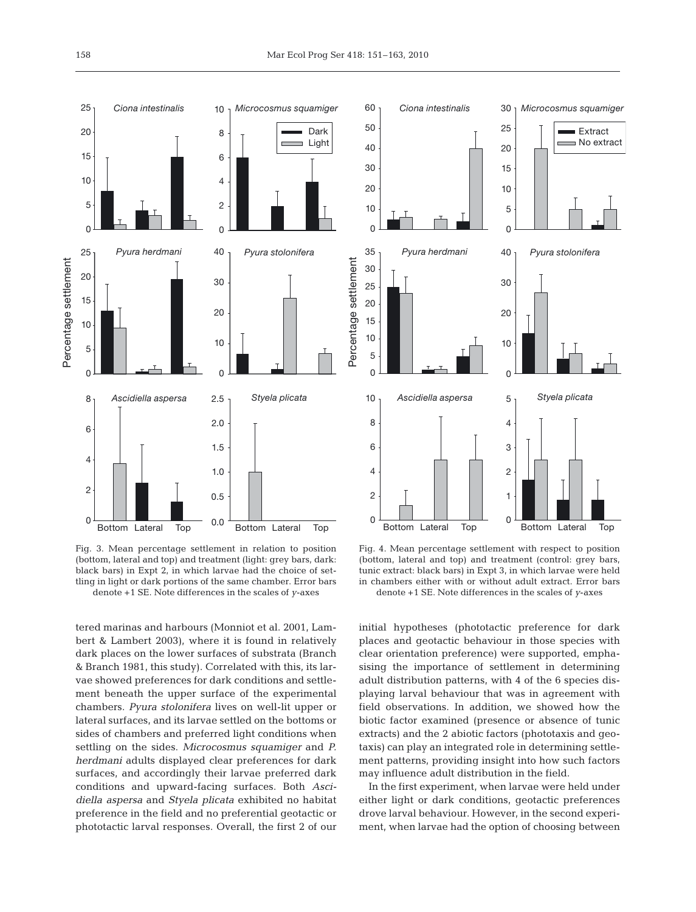Fig. 3. Mean percentage settlement in relation to position (bottom, lateral and top) and treatment (light: grey bars, dark: black bars) in Expt 2, in which larvae had the choice of settling in light or dark portions of the same chamber. Error bars denote +1 SE. Note differences in the scales of *y*-axes

Fig. 4. Mean percentage settlement with respect to position (bottom, lateral and top) and treatment (control: grey bars, tunic extract: black bars) in Expt 3, in which larvae were held in chambers either with or without adult extract. Error bars denote +1 SE. Note differences in the scales of *y*-axes

tered marinas and harbours (Monniot et al. 2001, Lambert & Lambert 2003), where it is found in relatively dark places on the lower surfaces of substrata (Branch & Branch 1981, this study). Correlated with this, its larvae showed preferences for dark conditions and settlement beneath the upper surface of the experimental chambers. *Pyura stolonifera* lives on well-lit upper or lateral surfaces, and its larvae settled on the bottoms or sides of chambers and preferred light conditions when settling on the sides. *Microcosmus squamiger* and *P. herdmani* adults displayed clear preferences for dark surfaces, and accordingly their larvae preferred dark conditions and upward-facing surfaces. Both *Ascidiella aspersa* and *Styela plicata* exhibited no habitat preference in the field and no preferential geotactic or phototactic larval responses. Overall, the first 2 of our initial hypotheses (phototactic preference for dark places and geotactic behaviour in those species with clear orientation preference) were supported, emphasising the importance of settlement in determining adult distribution patterns, with 4 of the 6 species displaying larval behaviour that was in agreement with field observations. In addition, we showed how the biotic factor examined (presence or absence of tunic extracts) and the 2 abiotic factors (phototaxis and geotaxis) can play an integrated role in determining settlement patterns, providing insight into how such factors may influence adult distribution in the field.

In the first experiment, when larvae were held under either light or dark conditions, geotactic preferences drove larval behaviour. However, in the second experiment, when larvae had the option of choosing between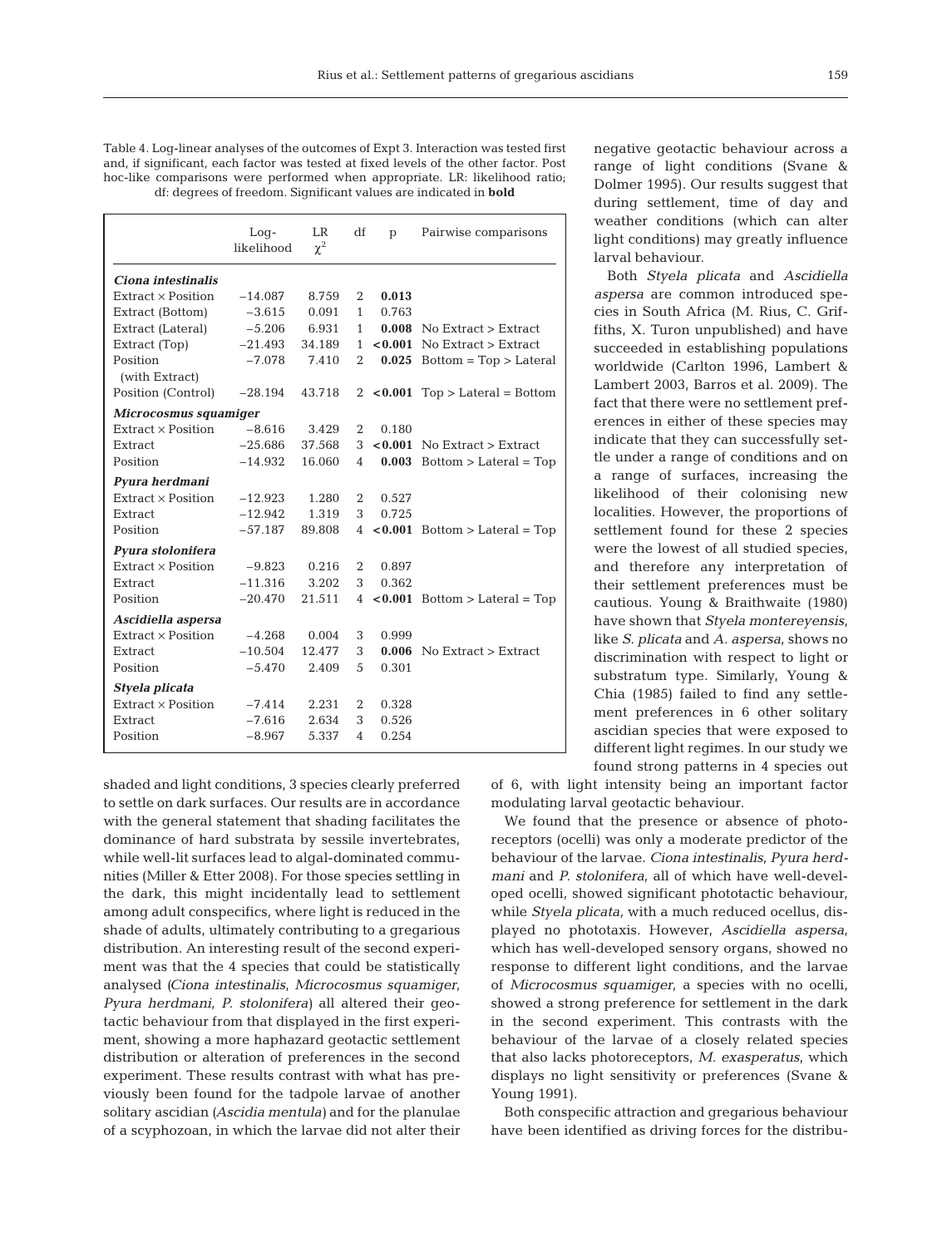Table 4. Log-linear analyses of the outcomes of Expt 3. Interaction was tested first and, if significant, each factor was tested at fixed levels of the other factor. Post hoc-like comparisons were performed when appropriate. LR: likelihood ratio; df: degrees of freedom. Significant values are indicated in **bold**

| | Log-likelihood | LR $\chi^2$ | df | p | Pairwise comparisons |
|---|---|---|---|---|---|
| ***Ciona intestinalis*** | | | | | |
| Extract × Position | −14.087 | 8.759 | 2 | **0.013** | |
| Extract (Bottom) | −3.615 | 0.091 | 1 | 0.763 | |
| Extract (Lateral) | −5.206 | 6.931 | 1 | **0.008** | No Extract > Extract |
| Extract (Top) | −21.493 | 34.189 | 1 | **<0.001** | No Extract > Extract |
| Position (with Extract) | −7.078 | 7.410 | 2 | **0.025** | Bottom = Top > Lateral |
| Position (Control) | −28.194 | 43.718 | 2 | **<0.001** | Top > Lateral = Bottom |
| ***Microcosmus squamiger*** | | | | | |
| Extract × Position | −8.616 | 3.429 | 2 | 0.180 | |
| Extract | −25.686 | 37.568 | 3 | **<0.001** | No Extract > Extract |
| Position | −14.932 | 16.060 | 4 | **0.003** | Bottom > Lateral = Top |
| ***Pyura herdmani*** | | | | | |
| Extract × Position | −12.923 | 1.280 | 2 | 0.527 | |
| Extract | −12.942 | 1.319 | 3 | 0.725 | |
| Position | −57.187 | 89.808 | 4 | **<0.001** | Bottom > Lateral = Top |
| ***Pyura stolonifera*** | | | | | |
| Extract × Position | −9.823 | 0.216 | 2 | 0.897 | |
| Extract | −11.316 | 3.202 | 3 | 0.362 | |
| Position | −20.470 | 21.511 | 4 | **<0.001** | Bottom > Lateral = Top |
| ***Ascidiella aspersa*** | | | | | |
| Extract × Position | −4.268 | 0.004 | 3 | 0.999 | |
| Extract | −10.504 | 12.477 | 3 | **0.006** | No Extract > Extract |
| Position | −5.470 | 2.409 | 5 | 0.301 | |
| ***Styela plicata*** | | | | | |
| Extract × Position | −7.414 | 2.231 | 2 | 0.328 | |
| Extract | −7.616 | 2.634 | 3 | 0.526 | |
| Position | −8.967 | 5.337 | 4 | 0.254 | |

shaded and light conditions, 3 species clearly preferred to settle on dark surfaces. Our results are in accordance with the general statement that shading facilitates the dominance of hard substrata by sessile invertebrates, while well-lit surfaces lead to algal-dominated communities (Miller & Etter 2008). For those species settling in the dark, this might incidentally lead to settlement among adult conspecifics, where light is reduced in the shade of adults, ultimately contributing to a gregarious distribution. An interesting result of the second experiment was that the 4 species that could be statistically analysed (*Ciona intestinalis*, *Microcosmus squamiger*, *Pyura herdmani*, *P. stolonifera*) all altered their geotactic behaviour from that displayed in the first experiment, showing a more haphazard geotactic settlement distribution or alteration of preferences in the second experiment. These results contrast with what has previously been found for the tadpole larvae of another solitary ascidian (*Ascidia mentula*) and for the planulae of a scyphozoan, in which the larvae did not alter their negative geotactic behaviour across a range of light conditions (Svane & Dolmer 1995). Our results suggest that during settlement, time of day and weather conditions (which can alter light conditions) may greatly influence larval behaviour.

Both *Styela plicata* and *Ascidiella aspersa* are common introduced species in South Africa (M. Rius, C. Griffiths, X. Turon unpublished) and have succeeded in establishing populations worldwide (Carlton 1996, Lambert & Lambert 2003, Barros et al. 2009). The fact that there were no settlement preferences in either of these species may indicate that they can successfully settle under a range of conditions and on a range of surfaces, increasing the likelihood of their colonising new localities. However, the proportions of settlement found for these 2 species were the lowest of all studied species, and therefore any interpretation of their settlement preferences must be cautious. Young & Braithwaite (1980) have shown that *Styela montereyensis*, like *S. plicata* and *A. aspersa*, shows no discrimination with respect to light or substratum type. Similarly, Young & Chia (1985) failed to find any settlement preferences in 6 other solitary ascidian species that were exposed to different light regimes. In our study we found strong patterns in 4 species out of 6, with light intensity being an important factor modulating larval geotactic behaviour.

We found that the presence or absence of photoreceptors (ocelli) was only a moderate predictor of the behaviour of the larvae. *Ciona intestinalis*, *Pyura herdmani* and *P. stolonifera*, all of which have well-developed ocelli, showed significant phototactic behaviour, while *Styela plicata*, with a much reduced ocellus, displayed no phototaxis. However, *Ascidiella aspersa*, which has well-developed sensory organs, showed no response to different light conditions, and the larvae of *Microcosmus squamiger*, a species with no ocelli, showed a strong preference for settlement in the dark in the second experiment. This contrasts with the behaviour of the larvae of a closely related species that also lacks photoreceptors, *M. exasperatus*, which displays no light sensitivity or preferences (Svane & Young 1991).

Both conspecific attraction and gregarious behaviour have been identified as driving forces for the distribu-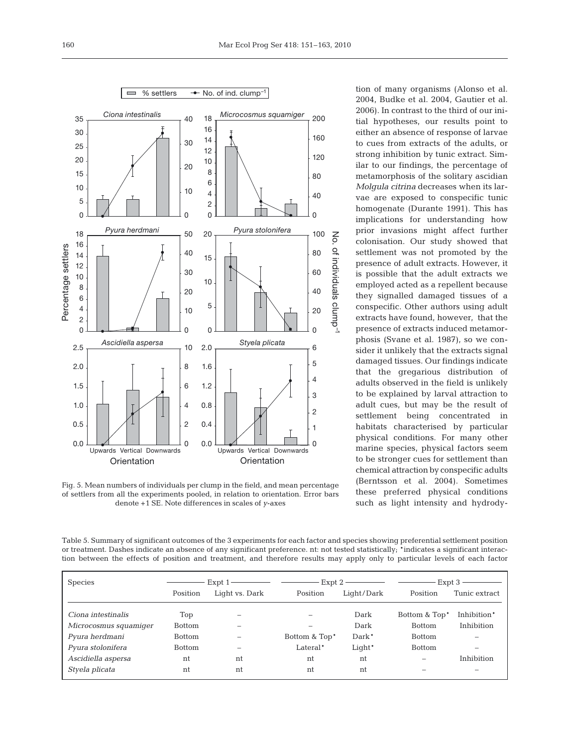Fig. 5. Mean numbers of individuals per clump in the field, and mean percentage of settlers from all the experiments pooled, in relation to orientation. Error bars denote +1 SE. Note differences in scales of *y*-axes

tion of many organisms (Alonso et al. 2004, Budke et al. 2004, Gautier et al. 2006). In contrast to the third of our initial hypotheses, our results point to either an absence of response of larvae to cues from extracts of the adults, or strong inhibition by tunic extract. Similar to our findings, the percentage of metamorphosis of the solitary ascidian *Molgula citrina* decreases when its larvae are exposed to conspecific tunic homogenate (Durante 1991). This has implications for understanding how prior invasions might affect further colonisation. Our study showed that settlement was not promoted by the presence of adult extracts. However, it is possible that the adult extracts we employed acted as a repellent because they signalled damaged tissues of a conspecific. Other authors using adult extracts have found, however, that the presence of extracts induced metamorphosis (Svane et al. 1987), so we consider it unlikely that the extracts signal damaged tissues. Our findings indicate that the gregarious distribution of adults observed in the field is unlikely to be explained by larval attraction to adult cues, but may be the result of settlement being concentrated in habitats characterised by particular physical conditions. For many other marine species, physical factors seem to be stronger cues for settlement than chemical attraction by conspecific adults (Berntsson et al. 2004). Sometimes these preferred physical conditions such as light intensity and hydrody-

Table 5. Summary of significant outcomes of the 3 experiments for each factor and species showing preferential settlement position or treatment. Dashes indicate an absence of any significant preference. nt: not tested statistically; *indicates a significant interaction between the effects of position and treatment, and therefore results may apply only to particular levels of each factor

| Species | Expt 1 | | Expt 2 | | Expt 3 | |
|---|---|---|---|---|---|---|
| | Position | Light vs. Dark | Position | Light/Dark | Position | Tunic extract |
| *Ciona intestinalis* | Top | – | – | Dark | Bottom & Top* | Inhibition* |
| *Microcosmus squamiger* | Bottom | – | – | Dark | Bottom | Inhibition |
| *Pyura herdmani* | Bottom | – | Bottom & Top* | Dark* | Bottom | – |
| *Pyura stolonifera* | Bottom | – | Lateral* | Light* | Bottom | – |
| *Ascidiella aspersa* | nt | nt | nt | nt | – | Inhibition |
| *Styela plicata* | nt | nt | nt | nt | – | – |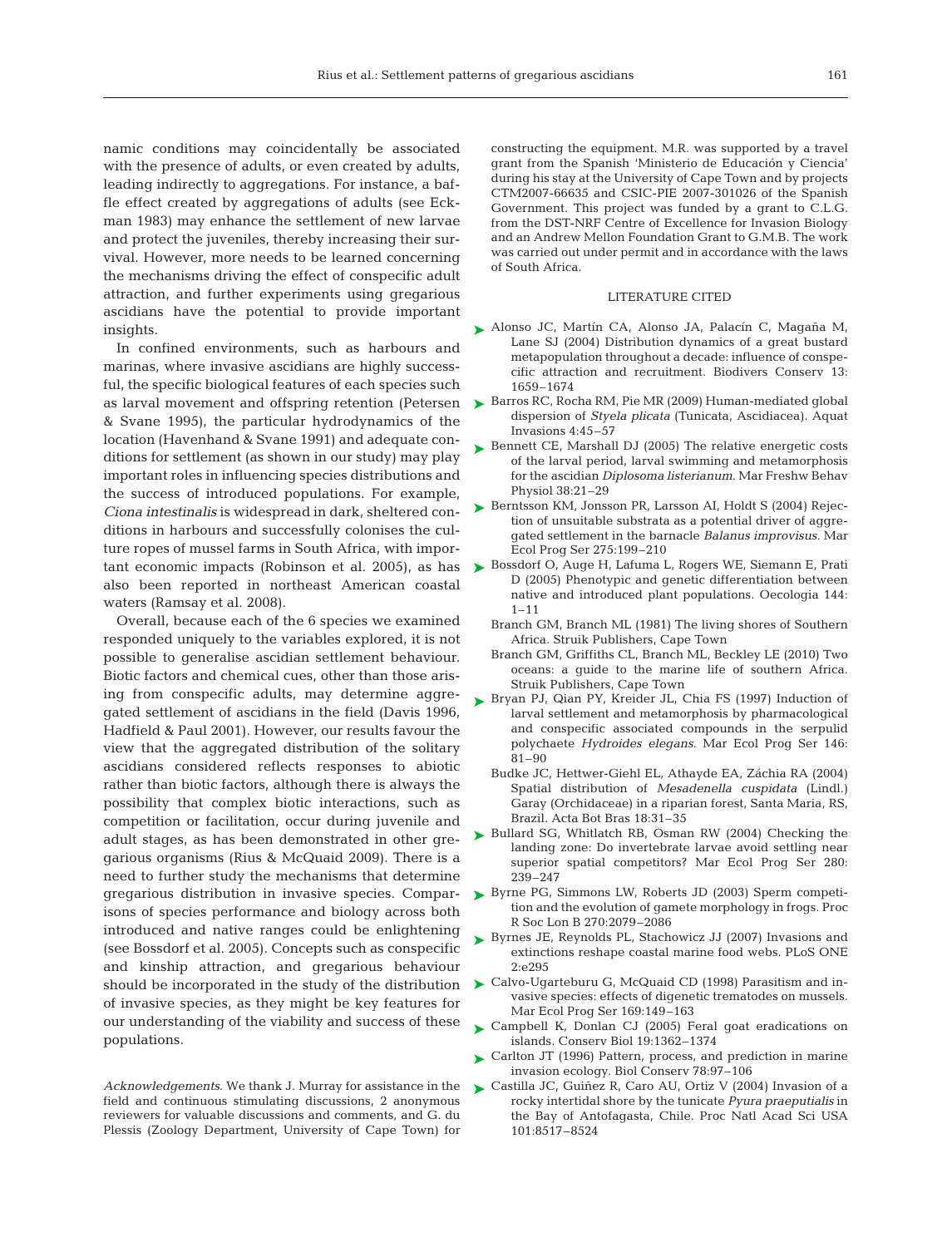namic conditions may coincidentally be associated with the presence of adults, or even created by adults, leading indirectly to aggregations. For instance, a baffle effect created by aggregations of adults (see Eckman 1983) may enhance the settlement of new larvae and protect the juveniles, thereby increasing their survival. However, more needs to be learned concerning the mechanisms driving the effect of conspecific adult attraction, and further experiments using gregarious ascidians have the potential to provide important insights.

In confined environments, such as harbours and marinas, where invasive ascidians are highly successful, the specific biological features of each species such as larval movement and offspring retention (Petersen & Svane 1995), the particular hydrodynamics of the location (Havenhand & Svane 1991) and adequate conditions for settlement (as shown in our study) may play important roles in influencing species distributions and the success of introduced populations. For example, *Ciona intestinalis* is widespread in dark, sheltered conditions in harbours and successfully colonises the culture ropes of mussel farms in South Africa, with important economic impacts (Robinson et al. 2005), as has also been reported in northeast American coastal waters (Ramsay et al. 2008).

Overall, because each of the 6 species we examined responded uniquely to the variables explored, it is not possible to generalise ascidian settlement behaviour. Biotic factors and chemical cues, other than those arising from conspecific adults, may determine aggregated settlement of ascidians in the field (Davis 1996, Hadfield & Paul 2001). However, our results favour the view that the aggregated distribution of the solitary ascidians considered reflects responses to abiotic rather than biotic factors, although there is always the possibility that complex biotic interactions, such as competition or facilitation, occur during juvenile and adult stages, as has been demonstrated in other gregarious organisms (Rius & McQuaid 2009). There is a need to further study the mechanisms that determine gregarious distribution in invasive species. Comparisons of species performance and biology across both introduced and native ranges could be enlightening (see Bossdorf et al. 2005). Concepts such as conspecific and kinship attraction, and gregarious behaviour should be incorporated in the study of the distribution of invasive species, as they might be key features for our understanding of the viability and success of these populations.

*Acknowledgements*. We thank J. Murray for assistance in the field and continuous stimulating discussions, 2 anonymous reviewers for valuable discussions and comments, and G. du Plessis (Zoology Department, University of Cape Town) for constructing the equipment. M.R. was supported by a travel grant from the Spanish 'Ministerio de Educación y Ciencia' during his stay at the University of Cape Town and by projects CTM2007-66635 and CSIC-PIE 2007-301026 of the Spanish Government. This project was funded by a grant to C.L.G. from the DST-NRF Centre of Excellence for Invasion Biology and an Andrew Mellon Foundation Grant to G.M.B. The work was carried out under permit and in accordance with the laws of South Africa.

## LITERATURE CITED

- Alonso JC, Martín CA, Alonso JA, Palacín C, Magaña M, Lane SJ (2004) Distribution dynamics of a great bustard metapopulation throughout a decade: influence of conspecific attraction and recruitment. Biodivers Conserv 13: 1659–1674
- Barros RC, Rocha RM, Pie MR (2009) Human-mediated global dispersion of *Styela plicata* (Tunicata, Ascidiacea). Aquat Invasions 4:45–57
- Bennett CE, Marshall DJ (2005) The relative energetic costs of the larval period, larval swimming and metamorphosis for the ascidian *Diplosoma listerianum.* Mar Freshw Behav Physiol 38:21–29
- Berntsson KM, Jonsson PR, Larsson AI, Holdt S (2004) Rejection of unsuitable substrata as a potential driver of aggregated settlement in the barnacle *Balanus improvisus.* Mar Ecol Prog Ser 275:199–210
- Bossdorf O, Auge H, Lafuma L, Rogers WE, Siemann E, Prati D (2005) Phenotypic and genetic differentiation between native and introduced plant populations. Oecologia 144: 1–11
- Branch GM, Branch ML (1981) The living shores of Southern Africa. Struik Publishers, Cape Town
- Branch GM, Griffiths CL, Branch ML, Beckley LE (2010) Two oceans: a guide to the marine life of southern Africa. Struik Publishers, Cape Town
- Bryan PJ, Qian PY, Kreider JL, Chia FS (1997) Induction of larval settlement and metamorphosis by pharmacological and conspecific associated compounds in the serpulid polychaete *Hydroides elegans.* Mar Ecol Prog Ser 146: 81–90
- Budke JC, Hettwer-Giehl EL, Athayde EA, Záchia RA (2004) Spatial distribution of *Mesadenella cuspidata* (Lindl.) Garay (Orchidaceae) in a riparian forest, Santa Maria, RS, Brazil. Acta Bot Bras 18:31–35
- Bullard SG, Whitlatch RB, Osman RW (2004) Checking the landing zone: Do invertebrate larvae avoid settling near superior spatial competitors? Mar Ecol Prog Ser 280: 239–247
- Byrne PG, Simmons LW, Roberts JD (2003) Sperm competition and the evolution of gamete morphology in frogs. Proc R Soc Lon B 270:2079–2086
- Byrnes JE, Reynolds PL, Stachowicz JJ (2007) Invasions and extinctions reshape coastal marine food webs. PLoS ONE 2:e295
- Calvo-Ugarteburu G, McQuaid CD (1998) Parasitism and invasive species: effects of digenetic trematodes on mussels. Mar Ecol Prog Ser 169:149–163
- Campbell K, Donlan CJ (2005) Feral goat eradications on islands. Conserv Biol 19:1362–1374
- Carlton JT (1996) Pattern, process, and prediction in marine invasion ecology. Biol Conserv 78:97–106
- Castilla JC, Guiñez R, Caro AU, Ortiz V (2004) Invasion of a rocky intertidal shore by the tunicate *Pyura praeputialis* in the Bay of Antofagasta, Chile. Proc Natl Acad Sci USA 101:8517–8524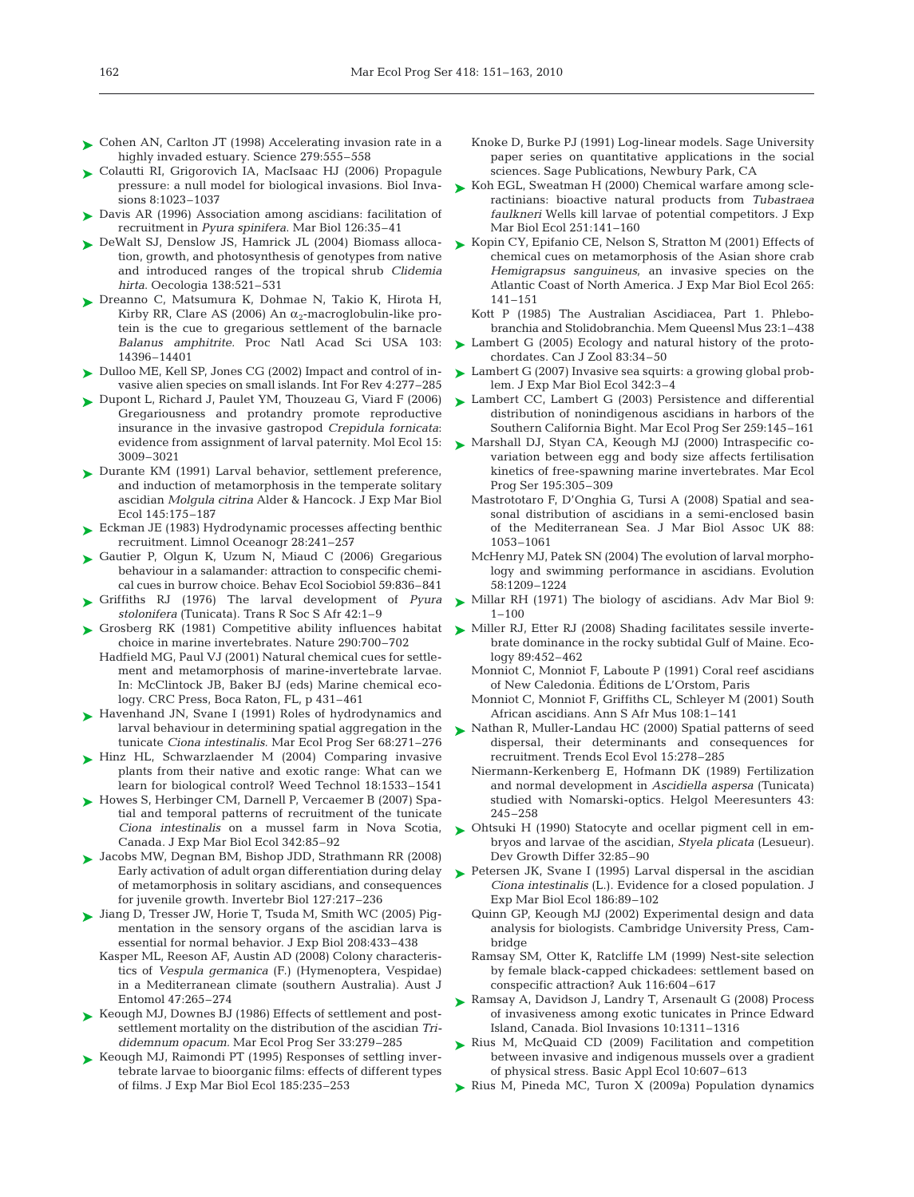- Cohen AN, Carlton JT (1998) Accelerating invasion rate in a highly invaded estuary. Science 279:555–558
- Colautti RI, Grigorovich IA, MacIsaac HJ (2006) Propagule pressure: a null model for biological invasions. Biol Invasions 8:1023–1037
- Davis AR (1996) Association among ascidians: facilitation of recruitment in *Pyura spinifera*. Mar Biol 126:35–41
- DeWalt SJ, Denslow JS, Hamrick JL (2004) Biomass allocation, growth, and photosynthesis of genotypes from native and introduced ranges of the tropical shrub *Clidemia hirta*. Oecologia 138:521–531
- Dreanno C, Matsumura K, Dohmae N, Takio K, Hirota H, Kirby RR, Clare AS (2006) An $\alpha_2$-macroglobulin-like protein is the cue to gregarious settlement of the barnacle *Balanus amphitrite*. Proc Natl Acad Sci USA 103: 14396–14401
- Dulloo ME, Kell SP, Jones CG (2002) Impact and control of invasive alien species on small islands. Int For Rev 4:277–285
- Dupont L, Richard J, Paulet YM, Thouzeau G, Viard F (2006) Gregariousness and protandry promote reproductive insurance in the invasive gastropod *Crepidula fornicata*: evidence from assignment of larval paternity. Mol Ecol 15: 3009–3021
- Durante KM (1991) Larval behavior, settlement preference, and induction of metamorphosis in the temperate solitary ascidian *Molgula citrina* Alder & Hancock. J Exp Mar Biol Ecol 145:175–187
- Eckman JE (1983) Hydrodynamic processes affecting benthic recruitment. Limnol Oceanogr 28:241–257
- Gautier P, Olgun K, Uzum N, Miaud C (2006) Gregarious behaviour in a salamander: attraction to conspecific chemical cues in burrow choice. Behav Ecol Sociobiol 59:836–841
- Griffiths RJ (1976) The larval development of *Pyura stolonifera* (Tunicata). Trans R Soc S Afr 42:1–9
- Grosberg RK (1981) Competitive ability influences habitat choice in marine invertebrates. Nature 290:700–702
- Hadfield MG, Paul VJ (2001) Natural chemical cues for settlement and metamorphosis of marine-invertebrate larvae. In: McClintock JB, Baker BJ (eds) Marine chemical ecology. CRC Press, Boca Raton, FL, p 431–461
- Havenhand JN, Svane I (1991) Roles of hydrodynamics and larval behaviour in determining spatial aggregation in the tunicate *Ciona intestinalis*. Mar Ecol Prog Ser 68:271–276
- Hinz HL, Schwarzlaender M (2004) Comparing invasive plants from their native and exotic range: What can we learn for biological control? Weed Technol 18:1533–1541
- Howes S, Herbinger CM, Darnell P, Vercaemer B (2007) Spatial and temporal patterns of recruitment of the tunicate *Ciona intestinalis* on a mussel farm in Nova Scotia, Canada. J Exp Mar Biol Ecol 342:85–92
- Jacobs MW, Degnan BM, Bishop JDD, Strathmann RR (2008) Early activation of adult organ differentiation during delay of metamorphosis in solitary ascidians, and consequences for juvenile growth. Invertebr Biol 127:217–236
- Jiang D, Tresser JW, Horie T, Tsuda M, Smith WC (2005) Pigmentation in the sensory organs of the ascidian larva is essential for normal behavior. J Exp Biol 208:433–438
- Kasper ML, Reeson AF, Austin AD (2008) Colony characteristics of *Vespula germanica* (F.) (Hymenoptera, Vespidae) in a Mediterranean climate (southern Australia). Aust J Entomol 47:265–274
- Keough MJ, Downes BJ (1986) Effects of settlement and post-settlement mortality on the distribution of the ascidian *Trididemnum opacum*. Mar Ecol Prog Ser 33:279–285
- Keough MJ, Raimondi PT (1995) Responses of settling invertebrate larvae to bioorganic films: effects of different types of films. J Exp Mar Biol Ecol 185:235–253
- Knoke D, Burke PJ (1991) Log-linear models. Sage University paper series on quantitative applications in the social sciences. Sage Publications, Newbury Park, CA
- Koh EGL, Sweatman H (2000) Chemical warfare among scleractinians: bioactive natural products from *Tubastraea faulkneri* Wells kill larvae of potential competitors. J Exp Mar Biol Ecol 251:141–160
- Kopin CY, Epifanio CE, Nelson S, Stratton M (2001) Effects of chemical cues on metamorphosis of the Asian shore crab *Hemigrapsus sanguineus*, an invasive species on the Atlantic Coast of North America. J Exp Mar Biol Ecol 265: 141–151
- Kott P (1985) The Australian Ascidiacea, Part 1. Phlebobranchia and Stolidobranchia. Mem Queensl Mus 23:1–438
- Lambert G (2005) Ecology and natural history of the protochordates. Can J Zool 83:34–50
- Lambert G (2007) Invasive sea squirts: a growing global problem. J Exp Mar Biol Ecol 342:3–4
- Lambert CC, Lambert G (2003) Persistence and differential distribution of nonindigenous ascidians in harbors of the Southern California Bight. Mar Ecol Prog Ser 259:145–161
- Marshall DJ, Styan CA, Keough MJ (2000) Intraspecific covariation between egg and body size affects fertilisation kinetics of free-spawning marine invertebrates. Mar Ecol Prog Ser 195:305–309
- Mastrototaro F, D'Onghia G, Tursi A (2008) Spatial and seasonal distribution of ascidians in a semi-enclosed basin of the Mediterranean Sea. J Mar Biol Assoc UK 88: 1053–1061
- McHenry MJ, Patek SN (2004) The evolution of larval morphology and swimming performance in ascidians. Evolution 58:1209–1224
- Millar RH (1971) The biology of ascidians. Adv Mar Biol 9: 1–100
- Miller RJ, Etter RJ (2008) Shading facilitates sessile invertebrate dominance in the rocky subtidal Gulf of Maine. Ecology 89:452–462
- Monniot C, Monniot F, Laboute P (1991) Coral reef ascidians of New Caledonia. Éditions de L'Orstom, Paris
- Monniot C, Monniot F, Griffiths CL, Schleyer M (2001) South African ascidians. Ann S Afr Mus 108:1–141
- Nathan R, Muller-Landau HC (2000) Spatial patterns of seed dispersal, their determinants and consequences for recruitment. Trends Ecol Evol 15:278–285
- Niermann-Kerkenberg E, Hofmann DK (1989) Fertilization and normal development in *Ascidiella aspersa* (Tunicata) studied with Nomarski-optics. Helgol Meeresunters 43: 245–258
- Ohtsuki H (1990) Statocyte and ocellar pigment cell in embryos and larvae of the ascidian, *Styela plicata* (Lesueur). Dev Growth Differ 32:85–90
- Petersen JK, Svane I (1995) Larval dispersal in the ascidian *Ciona intestinalis* (L.). Evidence for a closed population. J Exp Mar Biol Ecol 186:89–102
- Quinn GP, Keough MJ (2002) Experimental design and data analysis for biologists. Cambridge University Press, Cambridge
- Ramsay SM, Otter K, Ratcliffe LM (1999) Nest-site selection by female black-capped chickadees: settlement based on conspecific attraction? Auk 116:604–617
- Ramsay A, Davidson J, Landry T, Arsenault G (2008) Process of invasiveness among exotic tunicates in Prince Edward Island, Canada. Biol Invasions 10:1311–1316
- Rius M, McQuaid CD (2009) Facilitation and competition between invasive and indigenous mussels over a gradient of physical stress. Basic Appl Ecol 10:607–613
- Rius M, Pineda MC, Turon X (2009a) Population dynamics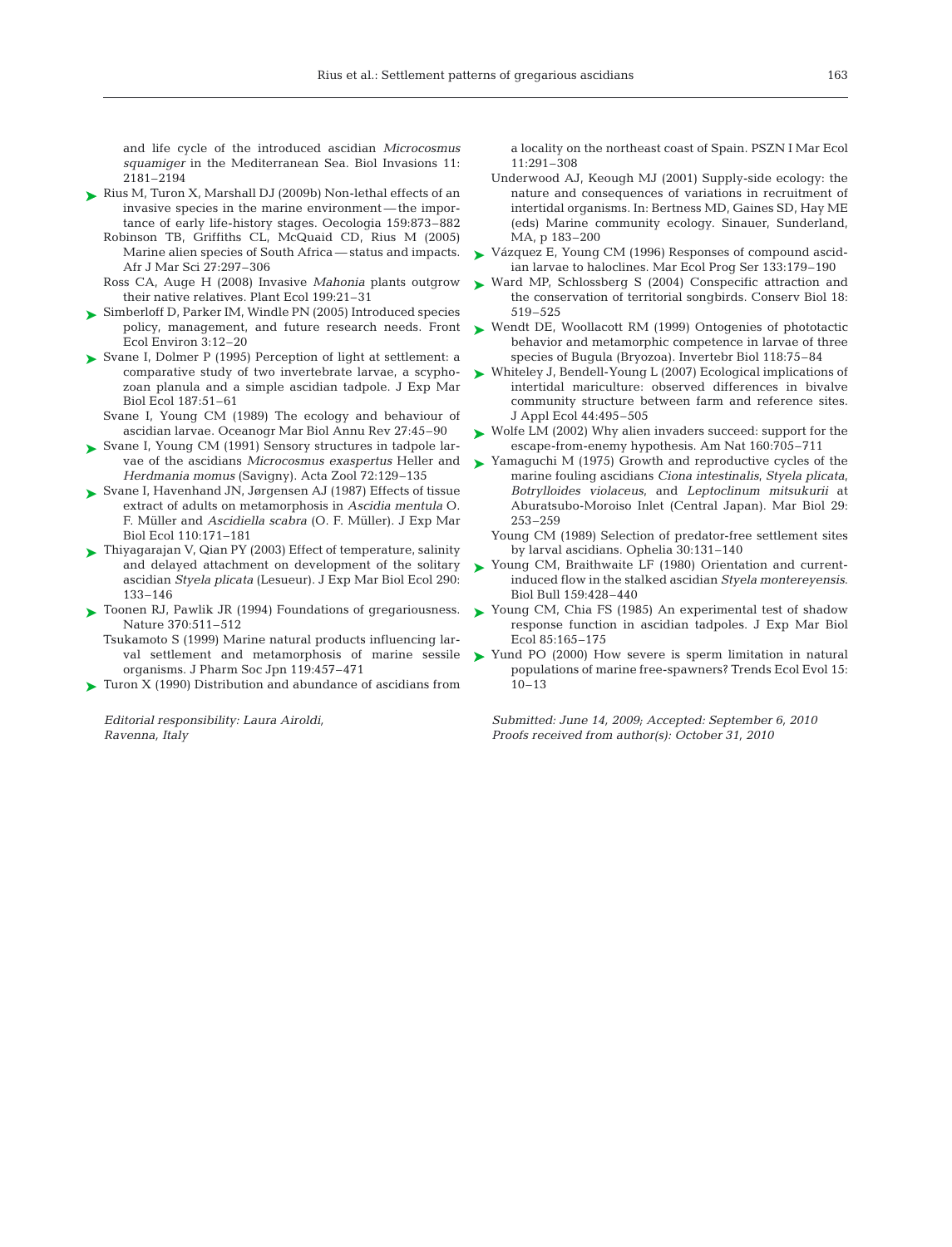and life cycle of the introduced ascidian *Microcosmus squamiger* in the Mediterranean Sea. Biol Invasions 11: 2181–2194

Rius M, Turon X, Marshall DJ (2009b) Non-lethal effects of an invasive species in the marine environment — the importance of early life-history stages. Oecologia 159:873–882

Robinson TB, Griffiths CL, McQuaid CD, Rius M (2005) Marine alien species of South Africa — status and impacts. Afr J Mar Sci 27:297–306

Ross CA, Auge H (2008) Invasive *Mahonia* plants outgrow their native relatives. Plant Ecol 199:21–31

Simberloff D, Parker IM, Windle PN (2005) Introduced species policy, management, and future research needs. Front Ecol Environ 3:12–20

Svane I, Dolmer P (1995) Perception of light at settlement: a comparative study of two invertebrate larvae, a scyphozoan planula and a simple ascidian tadpole. J Exp Mar Biol Ecol 187:51–61

Svane I, Young CM (1989) The ecology and behaviour of ascidian larvae. Oceanogr Mar Biol Annu Rev 27:45–90

Svane I, Young CM (1991) Sensory structures in tadpole larvae of the ascidians *Microcosmus exaspertus* Heller and *Herdmania momus* (Savigny). Acta Zool 72:129–135

Svane I, Havenhand JN, Jørgensen AJ (1987) Effects of tissue extract of adults on metamorphosis in *Ascidia mentula* O. F. Müller and *Ascidiella scabra* (O. F. Müller). J Exp Mar Biol Ecol 110:171–181

Thiyagarajan V, Qian PY (2003) Effect of temperature, salinity and delayed attachment on development of the solitary ascidian *Styela plicata* (Lesueur). J Exp Mar Biol Ecol 290: 133–146

Toonen RJ, Pawlik JR (1994) Foundations of gregariousness. Nature 370:511–512

Tsukamoto S (1999) Marine natural products influencing larval settlement and metamorphosis of marine sessile organisms. J Pharm Soc Jpn 119:457–471

Turon X (1990) Distribution and abundance of ascidians from a locality on the northeast coast of Spain. PSZN I Mar Ecol 11:291–308

Underwood AJ, Keough MJ (2001) Supply-side ecology: the nature and consequences of variations in recruitment of intertidal organisms. In: Bertness MD, Gaines SD, Hay ME (eds) Marine community ecology. Sinauer, Sunderland, MA, p 183–200

Vázquez E, Young CM (1996) Responses of compound ascidian larvae to haloclines. Mar Ecol Prog Ser 133:179–190

Ward MP, Schlossberg S (2004) Conspecific attraction and the conservation of territorial songbirds. Conserv Biol 18: 519–525

Wendt DE, Woollacott RM (1999) Ontogenies of phototactic behavior and metamorphic competence in larvae of three species of Bugula (Bryozoa). Invertebr Biol 118:75–84

Whiteley J, Bendell-Young L (2007) Ecological implications of intertidal mariculture: observed differences in bivalve community structure between farm and reference sites. J Appl Ecol 44:495–505

Wolfe LM (2002) Why alien invaders succeed: support for the escape-from-enemy hypothesis. Am Nat 160:705–711

Yamaguchi M (1975) Growth and reproductive cycles of the marine fouling ascidians *Ciona intestinalis*, *Styela plicata*, *Botrylloides violaceus*, and *Leptoclinum mitsukurii* at Aburatsubo-Moroiso Inlet (Central Japan). Mar Biol 29: 253–259

Young CM (1989) Selection of predator-free settlement sites by larval ascidians. Ophelia 30:131–140

Young CM, Braithwaite LF (1980) Orientation and current-induced flow in the stalked ascidian *Styela montereyensis*. Biol Bull 159:428–440

Young CM, Chia FS (1985) An experimental test of shadow response function in ascidian tadpoles. J Exp Mar Biol Ecol 85:165–175

Yund PO (2000) How severe is sperm limitation in natural populations of marine free-spawners? Trends Ecol Evol 15: 10–13

*Editorial responsibility: Laura Airoldi, Ravenna, Italy*

*Submitted: June 14, 2009; Accepted: September 6, 2010*
*Proofs received from author(s): October 31, 2010*